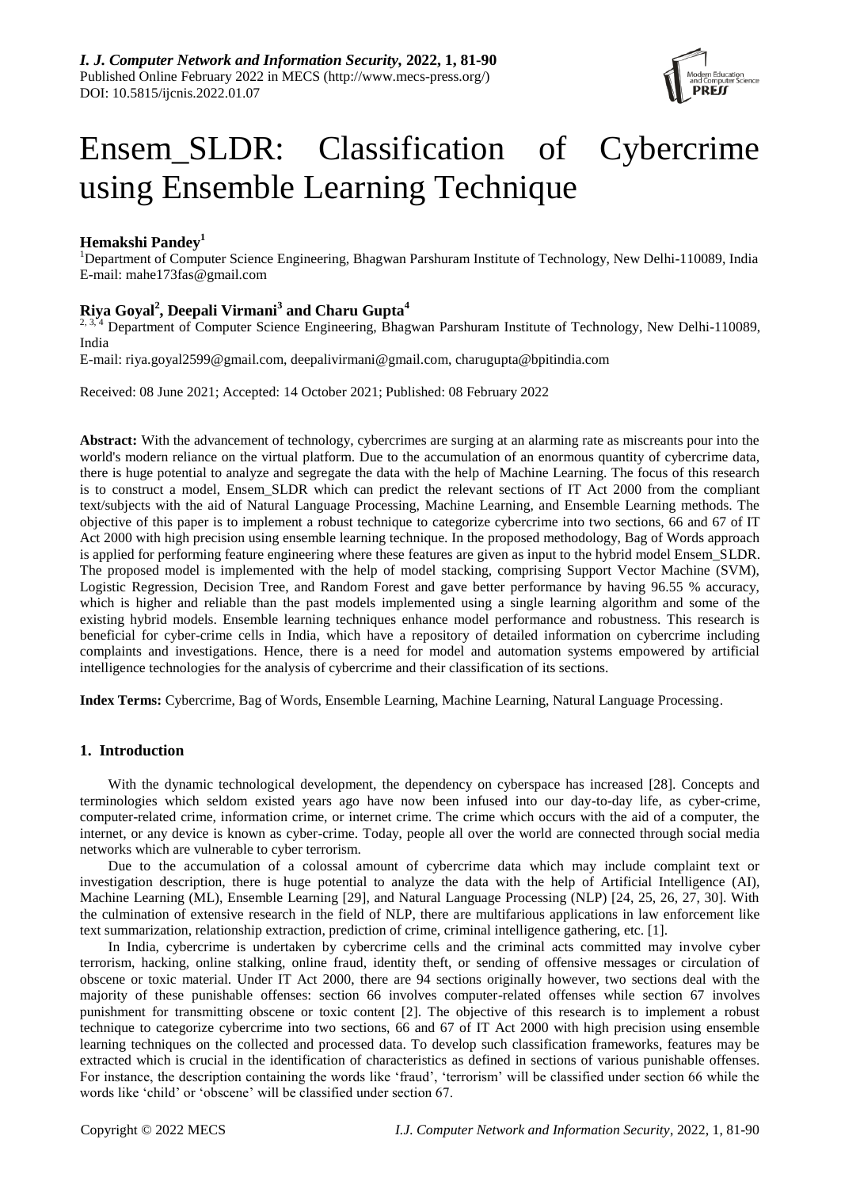# Ensem_SLDR: Classification of Cybercrime using Ensemble Learning Technique

**Hemakshi Pandey**[1]

[1]Department of Computer Science Engineering, Bhagwan Parshuram Institute of Technology, New Delhi-110089, India
E-mail: mahe173fas@gmail.com

**Riya Goyal**[2], **Deepali Virmani**[3] **and Charu Gupta**[4]

[2, 3, 4] Department of Computer Science Engineering, Bhagwan Parshuram Institute of Technology, New Delhi-110089, India
E-mail: riya.goyal2599@gmail.com, deepalivirmani@gmail.com, charugupta@bpitindia.com

Received: 08 June 2021; Accepted: 14 October 2021; Published: 08 February 2022

**Abstract:** With the advancement of technology, cybercrimes are surging at an alarming rate as miscreants pour into the world's modern reliance on the virtual platform. Due to the accumulation of an enormous quantity of cybercrime data, there is huge potential to analyze and segregate the data with the help of Machine Learning. The focus of this research is to construct a model, Ensem_SLDR which can predict the relevant sections of IT Act 2000 from the compliant text/subjects with the aid of Natural Language Processing, Machine Learning, and Ensemble Learning methods. The objective of this paper is to implement a robust technique to categorize cybercrime into two sections, 66 and 67 of IT Act 2000 with high precision using ensemble learning technique. In the proposed methodology, Bag of Words approach is applied for performing feature engineering where these features are given as input to the hybrid model Ensem_SLDR. The proposed model is implemented with the help of model stacking, comprising Support Vector Machine (SVM), Logistic Regression, Decision Tree, and Random Forest and gave better performance by having 96.55 % accuracy, which is higher and reliable than the past models implemented using a single learning algorithm and some of the existing hybrid models. Ensemble learning techniques enhance model performance and robustness. This research is beneficial for cyber-crime cells in India, which have a repository of detailed information on cybercrime including complaints and investigations. Hence, there is a need for model and automation systems empowered by artificial intelligence technologies for the analysis of cybercrime and their classification of its sections.

**Index Terms:** Cybercrime, Bag of Words, Ensemble Learning, Machine Learning, Natural Language Processing.

## 1. Introduction

With the dynamic technological development, the dependency on cyberspace has increased [28]. Concepts and terminologies which seldom existed years ago have now been infused into our day-to-day life, as cyber-crime, computer-related crime, information crime, or internet crime. The crime which occurs with the aid of a computer, the internet, or any device is known as cyber-crime. Today, people all over the world are connected through social media networks which are vulnerable to cyber terrorism.

Due to the accumulation of a colossal amount of cybercrime data which may include complaint text or investigation description, there is huge potential to analyze the data with the help of Artificial Intelligence (AI), Machine Learning (ML), Ensemble Learning [29], and Natural Language Processing (NLP) [24, 25, 26, 27, 30]. With the culmination of extensive research in the field of NLP, there are multifarious applications in law enforcement like text summarization, relationship extraction, prediction of crime, criminal intelligence gathering, etc. [1].

In India, cybercrime is undertaken by cybercrime cells and the criminal acts committed may involve cyber terrorism, hacking, online stalking, online fraud, identity theft, or sending of offensive messages or circulation of obscene or toxic material. Under IT Act 2000, there are 94 sections originally however, two sections deal with the majority of these punishable offenses: section 66 involves computer-related offenses while section 67 involves punishment for transmitting obscene or toxic content [2]. The objective of this research is to implement a robust technique to categorize cybercrime into two sections, 66 and 67 of IT Act 2000 with high precision using ensemble learning techniques on the collected and processed data. To develop such classification frameworks, features may be extracted which is crucial in the identification of characteristics as defined in sections of various punishable offenses. For instance, the description containing the words like 'fraud', 'terrorism' will be classified under section 66 while the words like 'child' or 'obscene' will be classified under section 67.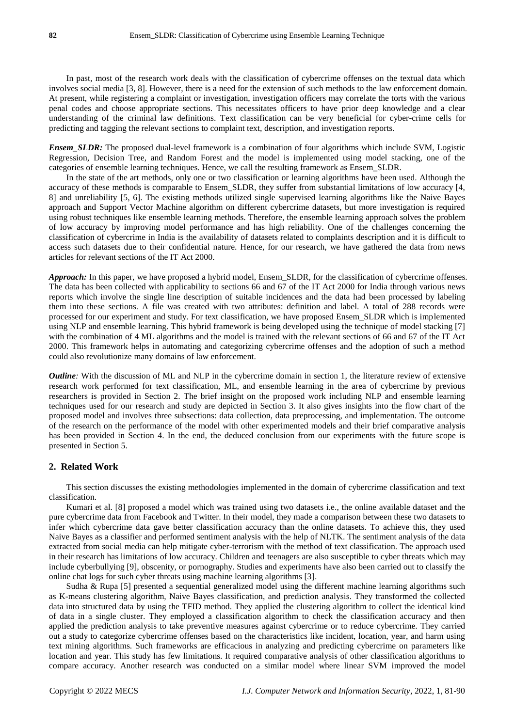In past, most of the research work deals with the classification of cybercrime offenses on the textual data which involves social media [3, 8]. However, there is a need for the extension of such methods to the law enforcement domain. At present, while registering a complaint or investigation, investigation officers may correlate the torts with the various penal codes and choose appropriate sections. This necessitates officers to have prior deep knowledge and a clear understanding of the criminal law definitions. Text classification can be very beneficial for cyber-crime cells for predicting and tagging the relevant sections to complaint text, description, and investigation reports.

***Ensem_SLDR:*** The proposed dual-level framework is a combination of four algorithms which include SVM, Logistic Regression, Decision Tree, and Random Forest and the model is implemented using model stacking, one of the categories of ensemble learning techniques. Hence, we call the resulting framework as Ensem_SLDR.

In the state of the art methods, only one or two classification or learning algorithms have been used. Although the accuracy of these methods is comparable to Ensem_SLDR, they suffer from substantial limitations of low accuracy [4, 8] and unreliability [5, 6]. The existing methods utilized single supervised learning algorithms like the Naive Bayes approach and Support Vector Machine algorithm on different cybercrime datasets, but more investigation is required using robust techniques like ensemble learning methods. Therefore, the ensemble learning approach solves the problem of low accuracy by improving model performance and has high reliability. One of the challenges concerning the classification of cybercrime in India is the availability of datasets related to complaints description and it is difficult to access such datasets due to their confidential nature. Hence, for our research, we have gathered the data from news articles for relevant sections of the IT Act 2000.

***Approach:*** In this paper, we have proposed a hybrid model, Ensem_SLDR, for the classification of cybercrime offenses. The data has been collected with applicability to sections 66 and 67 of the IT Act 2000 for India through various news reports which involve the single line description of suitable incidences and the data had been processed by labeling them into these sections. A file was created with two attributes: definition and label. A total of 288 records were processed for our experiment and study. For text classification, we have proposed Ensem_SLDR which is implemented using NLP and ensemble learning. This hybrid framework is being developed using the technique of model stacking [7] with the combination of 4 ML algorithms and the model is trained with the relevant sections of 66 and 67 of the IT Act 2000. This framework helps in automating and categorizing cybercrime offenses and the adoption of such a method could also revolutionize many domains of law enforcement.

***Outline:*** With the discussion of ML and NLP in the cybercrime domain in section 1, the literature review of extensive research work performed for text classification, ML, and ensemble learning in the area of cybercrime by previous researchers is provided in Section 2. The brief insight on the proposed work including NLP and ensemble learning techniques used for our research and study are depicted in Section 3. It also gives insights into the flow chart of the proposed model and involves three subsections: data collection, data preprocessing, and implementation. The outcome of the research on the performance of the model with other experimented models and their brief comparative analysis has been provided in Section 4. In the end, the deduced conclusion from our experiments with the future scope is presented in Section 5.

## 2. Related Work

This section discusses the existing methodologies implemented in the domain of cybercrime classification and text classification.

Kumari et al. [8] proposed a model which was trained using two datasets i.e., the online available dataset and the pure cybercrime data from Facebook and Twitter. In their model, they made a comparison between these two datasets to infer which cybercrime data gave better classification accuracy than the online datasets. To achieve this, they used Naive Bayes as a classifier and performed sentiment analysis with the help of NLTK. The sentiment analysis of the data extracted from social media can help mitigate cyber-terrorism with the method of text classification. The approach used in their research has limitations of low accuracy. Children and teenagers are also susceptible to cyber threats which may include cyberbullying [9], obscenity, or pornography. Studies and experiments have also been carried out to classify the online chat logs for such cyber threats using machine learning algorithms [3].

Sudha & Rupa [5] presented a sequential generalized model using the different machine learning algorithms such as K-means clustering algorithm, Naive Bayes classification, and prediction analysis. They transformed the collected data into structured data by using the TFID method. They applied the clustering algorithm to collect the identical kind of data in a single cluster. They employed a classification algorithm to check the classification accuracy and then applied the prediction analysis to take preventive measures against cybercrime or to reduce cybercrime. They carried out a study to categorize cybercrime offenses based on the characteristics like incident, location, year, and harm using text mining algorithms. Such frameworks are efficacious in analyzing and predicting cybercrime on parameters like location and year. This study has few limitations. It required comparative analysis of other classification algorithms to compare accuracy. Another research was conducted on a similar model where linear SVM improved the model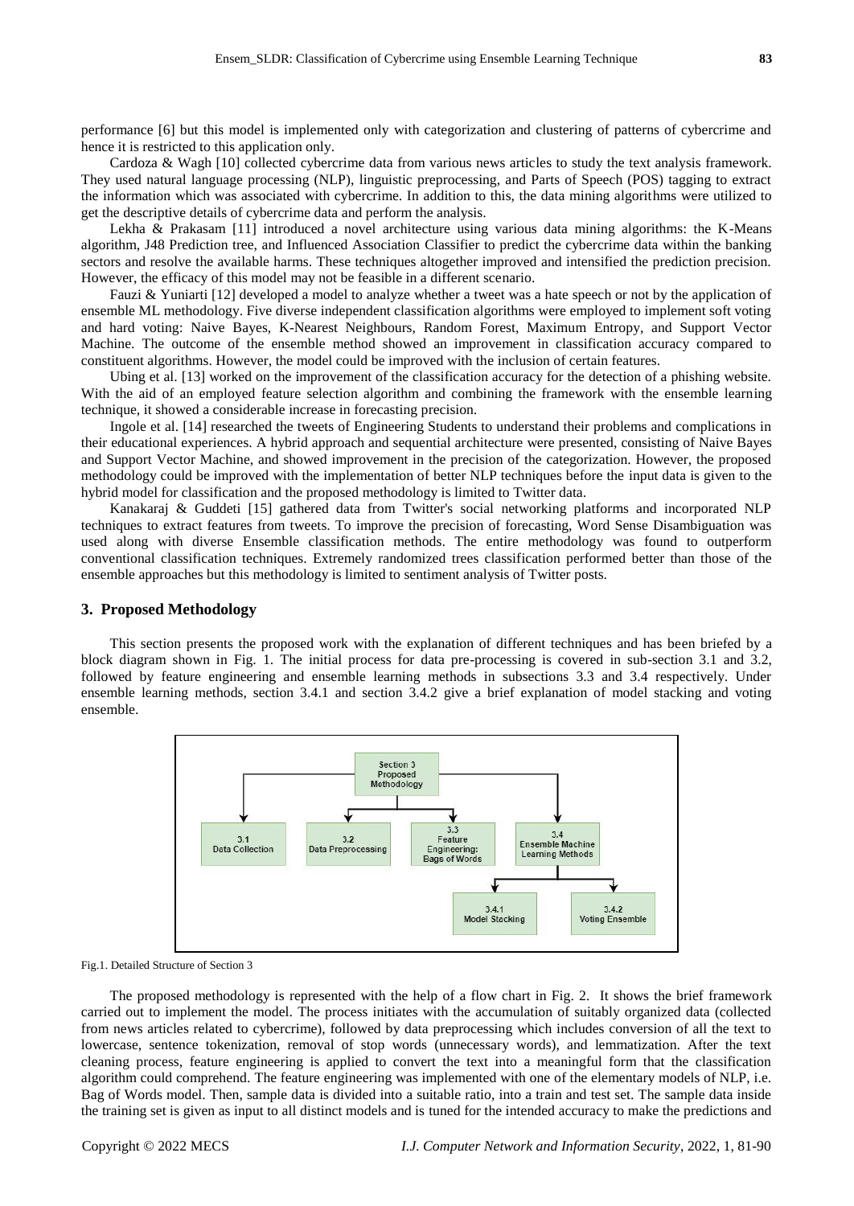performance [6] but this model is implemented only with categorization and clustering of patterns of cybercrime and hence it is restricted to this application only.

Cardoza & Wagh [10] collected cybercrime data from various news articles to study the text analysis framework. They used natural language processing (NLP), linguistic preprocessing, and Parts of Speech (POS) tagging to extract the information which was associated with cybercrime. In addition to this, the data mining algorithms were utilized to get the descriptive details of cybercrime data and perform the analysis.

Lekha & Prakasam [11] introduced a novel architecture using various data mining algorithms: the K-Means algorithm, J48 Prediction tree, and Influenced Association Classifier to predict the cybercrime data within the banking sectors and resolve the available harms. These techniques altogether improved and intensified the prediction precision. However, the efficacy of this model may not be feasible in a different scenario.

Fauzi & Yuniarti [12] developed a model to analyze whether a tweet was a hate speech or not by the application of ensemble ML methodology. Five diverse independent classification algorithms were employed to implement soft voting and hard voting: Naive Bayes, K-Nearest Neighbours, Random Forest, Maximum Entropy, and Support Vector Machine. The outcome of the ensemble method showed an improvement in classification accuracy compared to constituent algorithms. However, the model could be improved with the inclusion of certain features.

Ubing et al. [13] worked on the improvement of the classification accuracy for the detection of a phishing website. With the aid of an employed feature selection algorithm and combining the framework with the ensemble learning technique, it showed a considerable increase in forecasting precision.

Ingole et al. [14] researched the tweets of Engineering Students to understand their problems and complications in their educational experiences. A hybrid approach and sequential architecture were presented, consisting of Naive Bayes and Support Vector Machine, and showed improvement in the precision of the categorization. However, the proposed methodology could be improved with the implementation of better NLP techniques before the input data is given to the hybrid model for classification and the proposed methodology is limited to Twitter data.

Kanakaraj & Guddeti [15] gathered data from Twitter's social networking platforms and incorporated NLP techniques to extract features from tweets. To improve the precision of forecasting, Word Sense Disambiguation was used along with diverse Ensemble classification methods. The entire methodology was found to outperform conventional classification techniques. Extremely randomized trees classification performed better than those of the ensemble approaches but this methodology is limited to sentiment analysis of Twitter posts.

## 3. Proposed Methodology

This section presents the proposed work with the explanation of different techniques and has been briefed by a block diagram shown in Fig. 1. The initial process for data pre-processing is covered in sub-section 3.1 and 3.2, followed by feature engineering and ensemble learning methods in subsections 3.3 and 3.4 respectively. Under ensemble learning methods, section 3.4.1 and section 3.4.2 give a brief explanation of model stacking and voting ensemble.

Fig.1. Detailed Structure of Section 3

The proposed methodology is represented with the help of a flow chart in Fig. 2. It shows the brief framework carried out to implement the model. The process initiates with the accumulation of suitably organized data (collected from news articles related to cybercrime), followed by data preprocessing which includes conversion of all the text to lowercase, sentence tokenization, removal of stop words (unnecessary words), and lemmatization. After the text cleaning process, feature engineering is applied to convert the text into a meaningful form that the classification algorithm could comprehend. The feature engineering was implemented with one of the elementary models of NLP, i.e. Bag of Words model. Then, sample data is divided into a suitable ratio, into a train and test set. The sample data inside the training set is given as input to all distinct models and is tuned for the intended accuracy to make the predictions and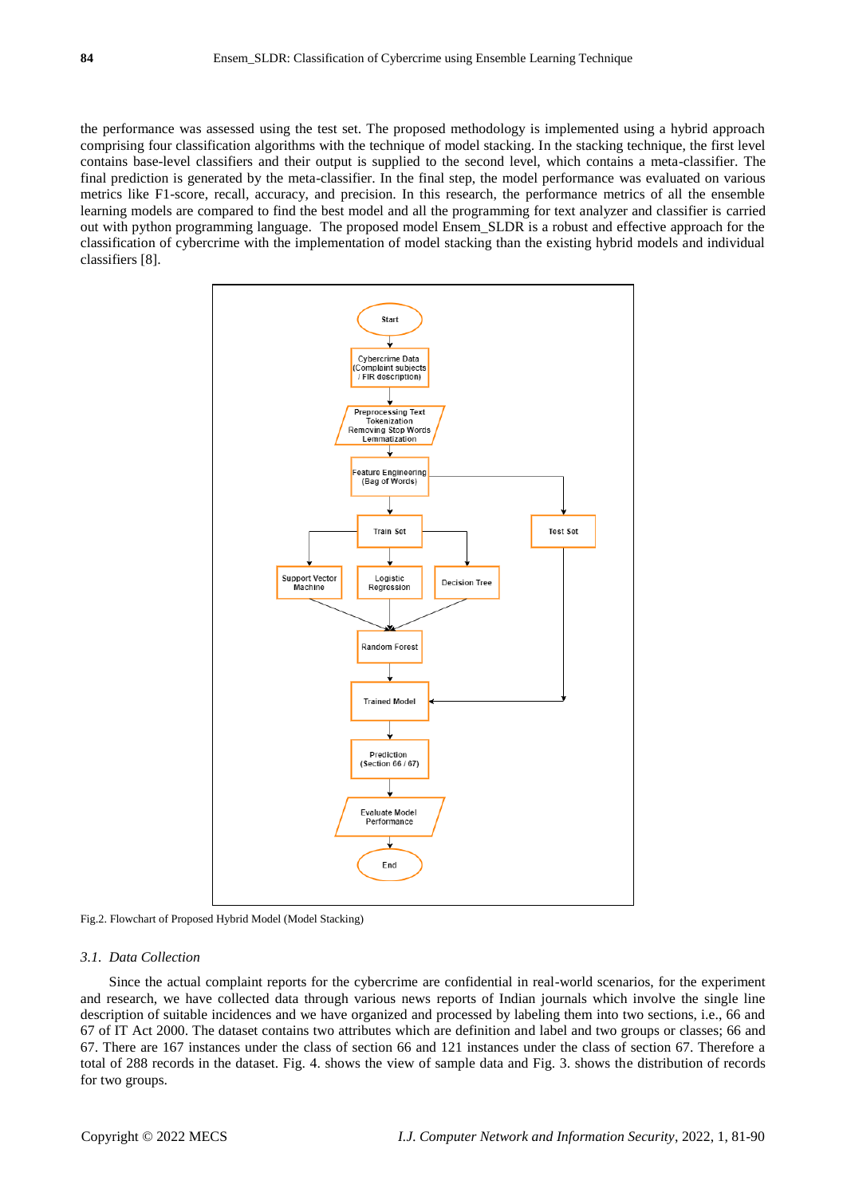the performance was assessed using the test set. The proposed methodology is implemented using a hybrid approach comprising four classification algorithms with the technique of model stacking. In the stacking technique, the first level contains base-level classifiers and their output is supplied to the second level, which contains a meta-classifier. The final prediction is generated by the meta-classifier. In the final step, the model performance was evaluated on various metrics like F1-score, recall, accuracy, and precision. In this research, the performance metrics of all the ensemble learning models are compared to find the best model and all the programming for text analyzer and classifier is carried out with python programming language. The proposed model Ensem_SLDR is a robust and effective approach for the classification of cybercrime with the implementation of model stacking than the existing hybrid models and individual classifiers [8].

Fig.2. Flowchart of Proposed Hybrid Model (Model Stacking)

### 3.1. Data Collection

Since the actual complaint reports for the cybercrime are confidential in real-world scenarios, for the experiment and research, we have collected data through various news reports of Indian journals which involve the single line description of suitable incidences and we have organized and processed by labeling them into two sections, i.e., 66 and 67 of IT Act 2000. The dataset contains two attributes which are definition and label and two groups or classes; 66 and 67. There are 167 instances under the class of section 66 and 121 instances under the class of section 67. Therefore a total of 288 records in the dataset. Fig. 4. shows the view of sample data and Fig. 3. shows the distribution of records for two groups.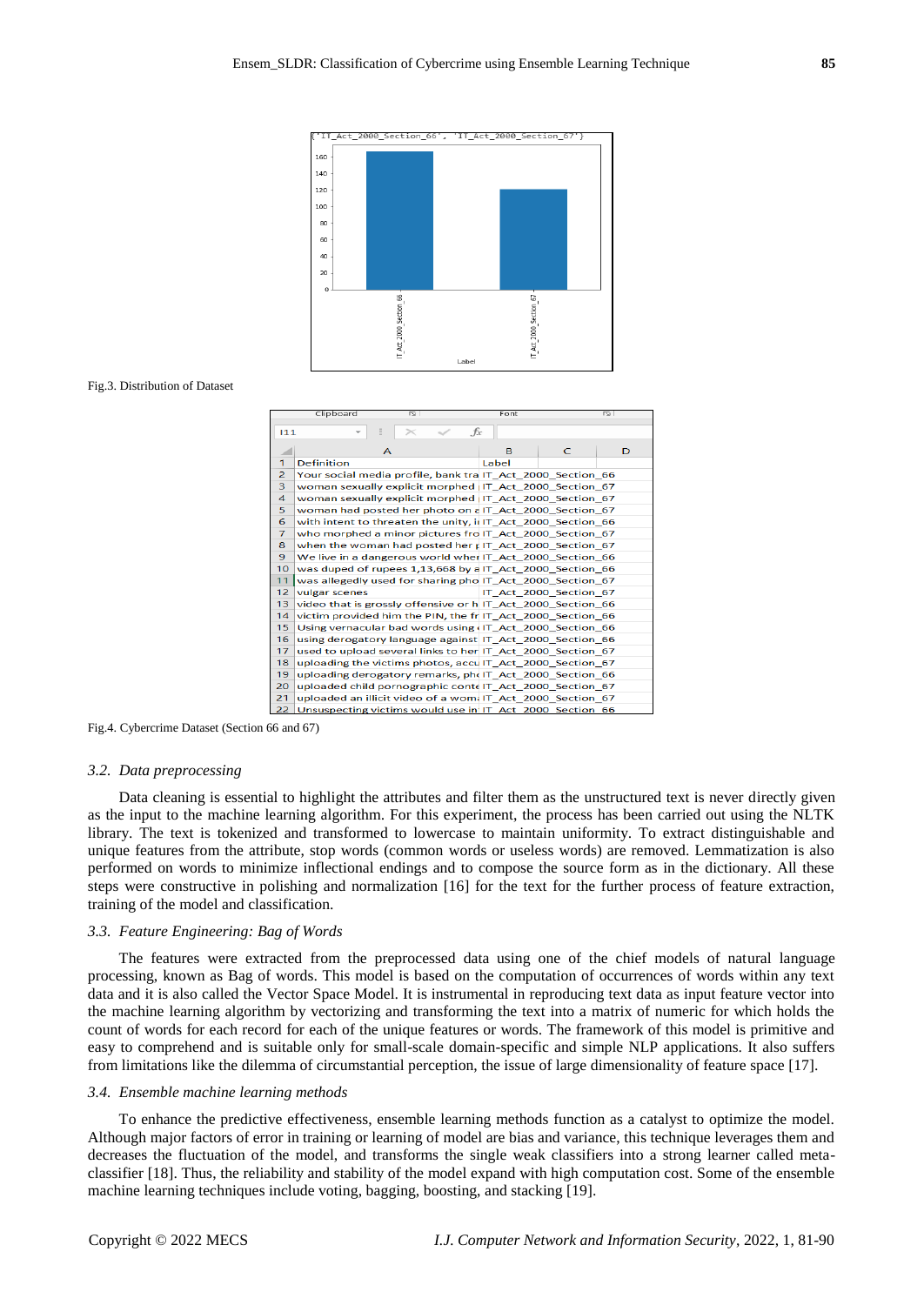Fig.3. Distribution of Dataset

Fig.4. Cybercrime Dataset (Section 66 and 67)

### 3.2. Data preprocessing

Data cleaning is essential to highlight the attributes and filter them as the unstructured text is never directly given as the input to the machine learning algorithm. For this experiment, the process has been carried out using the NLTK library. The text is tokenized and transformed to lowercase to maintain uniformity. To extract distinguishable and unique features from the attribute, stop words (common words or useless words) are removed. Lemmatization is also performed on words to minimize inflectional endings and to compose the source form as in the dictionary. All these steps were constructive in polishing and normalization [16] for the text for the further process of feature extraction, training of the model and classification.

### 3.3. Feature Engineering: Bag of Words

The features were extracted from the preprocessed data using one of the chief models of natural language processing, known as Bag of words. This model is based on the computation of occurrences of words within any text data and it is also called the Vector Space Model. It is instrumental in reproducing text data as input feature vector into the machine learning algorithm by vectorizing and transforming the text into a matrix of numeric for which holds the count of words for each record for each of the unique features or words. The framework of this model is primitive and easy to comprehend and is suitable only for small-scale domain-specific and simple NLP applications. It also suffers from limitations like the dilemma of circumstantial perception, the issue of large dimensionality of feature space [17].

### 3.4. Ensemble machine learning methods

To enhance the predictive effectiveness, ensemble learning methods function as a catalyst to optimize the model. Although major factors of error in training or learning of model are bias and variance, this technique leverages them and decreases the fluctuation of the model, and transforms the single weak classifiers into a strong learner called meta-classifier [18]. Thus, the reliability and stability of the model expand with high computation cost. Some of the ensemble machine learning techniques include voting, bagging, boosting, and stacking [19].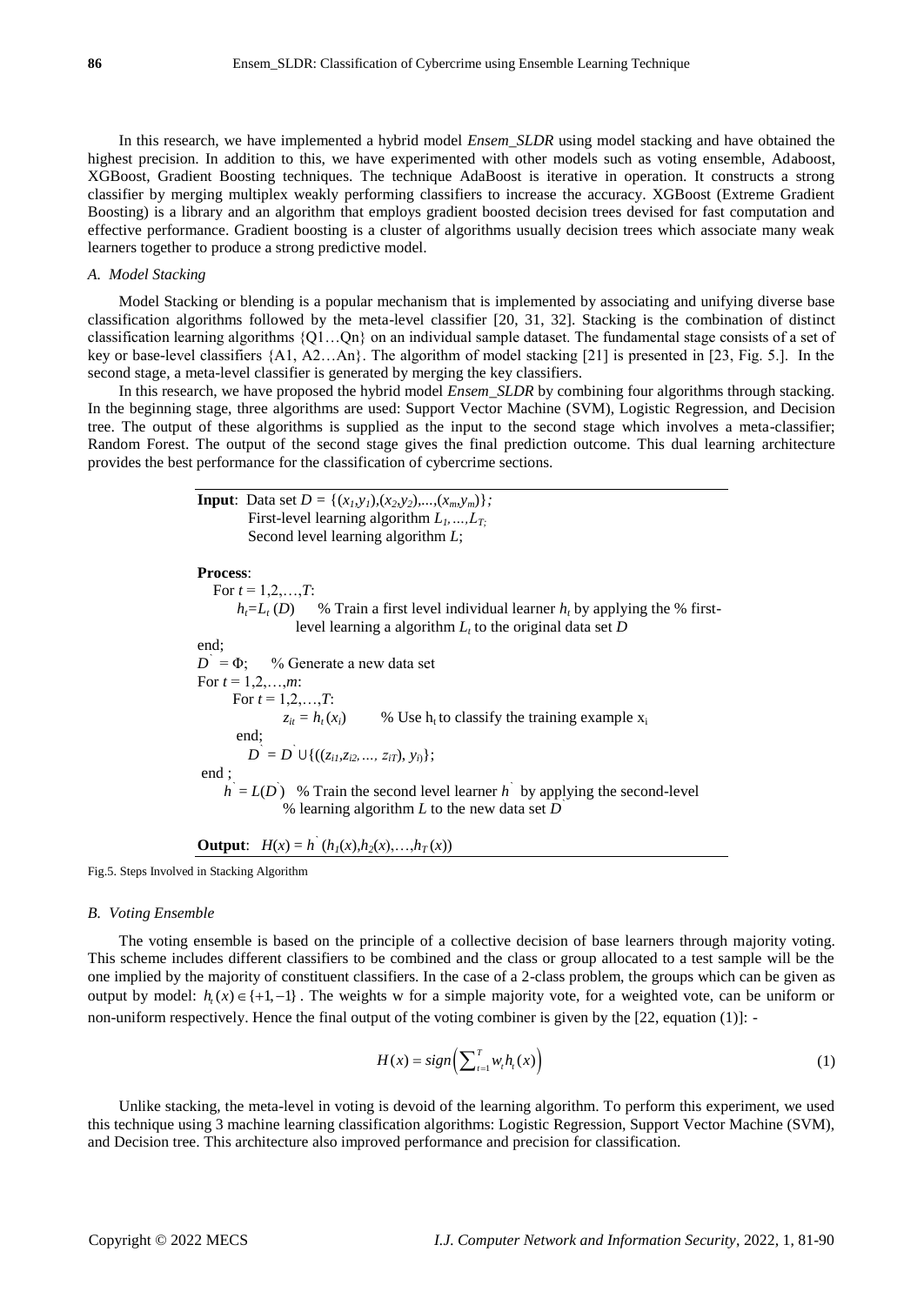In this research, we have implemented a hybrid model *Ensem_SLDR* using model stacking and have obtained the highest precision. In addition to this, we have experimented with other models such as voting ensemble, Adaboost, XGBoost, Gradient Boosting techniques. The technique AdaBoost is iterative in operation. It constructs a strong classifier by merging multiplex weakly performing classifiers to increase the accuracy. XGBoost (Extreme Gradient Boosting) is a library and an algorithm that employs gradient boosted decision trees devised for fast computation and effective performance. Gradient boosting is a cluster of algorithms usually decision trees which associate many weak learners together to produce a strong predictive model.

### *A. Model Stacking*

Model Stacking or blending is a popular mechanism that is implemented by associating and unifying diverse base classification algorithms followed by the meta-level classifier [20, 31, 32]. Stacking is the combination of distinct classification learning algorithms {Q1…Qn} on an individual sample dataset. The fundamental stage consists of a set of key or base-level classifiers {A1, A2…An}. The algorithm of model stacking [21] is presented in [23, Fig. 5.]. In the second stage, a meta-level classifier is generated by merging the key classifiers.

In this research, we have proposed the hybrid model *Ensem_SLDR* by combining four algorithms through stacking. In the beginning stage, three algorithms are used: Support Vector Machine (SVM), Logistic Regression, and Decision tree. The output of these algorithms is supplied as the input to the second stage which involves a meta-classifier; Random Forest. The output of the second stage gives the final prediction outcome. This dual learning architecture provides the best performance for the classification of cybercrime sections.

**Input**: Data set $D = \{(x_1,y_1),(x_2,y_2),...,(x_m,y_m)\}$;
First-level learning algorithm $L_1,...,L_T$;
Second level learning algorithm $L$;

**Process**:
For $t = 1,2,\ldots,T$:
$h_t = L_t(D)$ % Train a first level individual learner $h_t$ by applying the % first-level learning a algorithm $L_t$ to the original data set $D$
end;
$D^{`} = \Phi$; % Generate a new data set
For $t = 1,2,\ldots,m$:
For $t = 1,2,\ldots,T$:
$z_{it} = h_t(x_i)$ % Use $h_t$ to classify the training example $x_i$
end;
$D^{`} = D^{`} \cup \{((z_{i1}, z_{i2},..., z_{iT}), y_i)\}$;
end ;
$h^{`} = L(D^{`})$ % Train the second level learner $h^{`}$ by applying the second-level % learning algorithm $L$ to the new data set $D^{`}$

**Output**: $H(x) = h^{`}(h_1(x),h_2(x),\ldots,h_T(x))$

Fig.5. Steps Involved in Stacking Algorithm

### *B. Voting Ensemble*

The voting ensemble is based on the principle of a collective decision of base learners through majority voting. This scheme includes different classifiers to be combined and the class or group allocated to a test sample will be the one implied by the majority of constituent classifiers. In the case of a 2-class problem, the groups which can be given as output by model: $h_t(x) \in \{+1,-1\}$. The weights w for a simple majority vote, for a weighted vote, can be uniform or non-uniform respectively. Hence the final output of the voting combiner is given by the [22, equation (1)]: -

$$H(x) = sign\left(\sum_{t=1}^{T} w_t h_t(x)\right) \tag{1}$$

Unlike stacking, the meta-level in voting is devoid of the learning algorithm. To perform this experiment, we used this technique using 3 machine learning classification algorithms: Logistic Regression, Support Vector Machine (SVM), and Decision tree. This architecture also improved performance and precision for classification.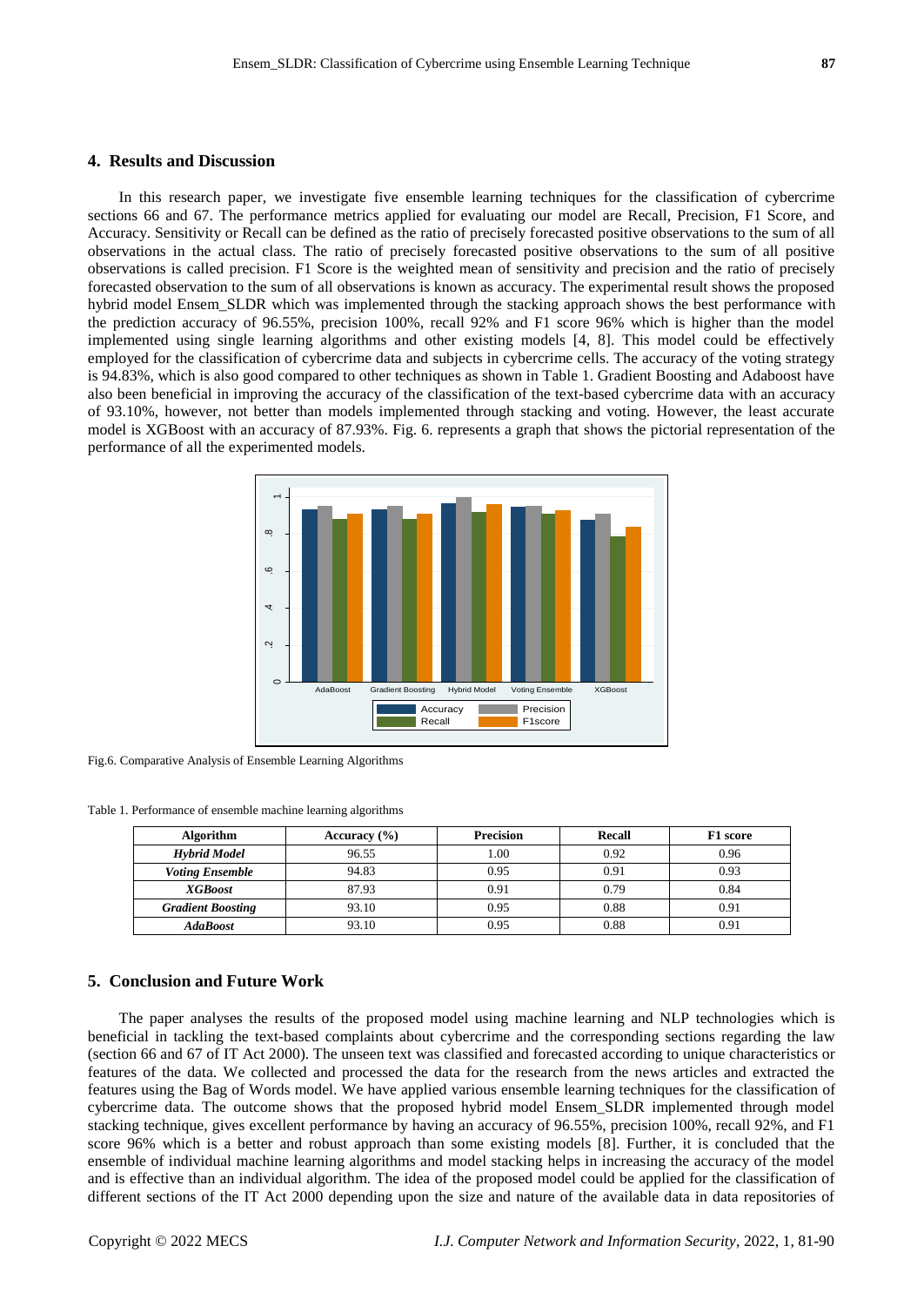## 4. Results and Discussion

In this research paper, we investigate five ensemble learning techniques for the classification of cybercrime sections 66 and 67. The performance metrics applied for evaluating our model are Recall, Precision, F1 Score, and Accuracy. Sensitivity or Recall can be defined as the ratio of precisely forecasted positive observations to the sum of all observations in the actual class. The ratio of precisely forecasted positive observations to the sum of all positive observations is called precision. F1 Score is the weighted mean of sensitivity and precision and the ratio of precisely forecasted observation to the sum of all observations is known as accuracy. The experimental result shows the proposed hybrid model Ensem_SLDR which was implemented through the stacking approach shows the best performance with the prediction accuracy of 96.55%, precision 100%, recall 92% and F1 score 96% which is higher than the model implemented using single learning algorithms and other existing models [4, 8]. This model could be effectively employed for the classification of cybercrime data and subjects in cybercrime cells. The accuracy of the voting strategy is 94.83%, which is also good compared to other techniques as shown in Table 1. Gradient Boosting and Adaboost have also been beneficial in improving the accuracy of the classification of the text-based cybercrime data with an accuracy of 93.10%, however, not better than models implemented through stacking and voting. However, the least accurate model is XGBoost with an accuracy of 87.93%. Fig. 6. represents a graph that shows the pictorial representation of the performance of all the experimented models.

Fig.6. Comparative Analysis of Ensemble Learning Algorithms

Table 1. Performance of ensemble machine learning algorithms

| Algorithm | Accuracy (%) | Precision | Recall | F1 score |
|---|---|---|---|---|
| ***Hybrid Model*** | 96.55 | 1.00 | 0.92 | 0.96 |
| ***Voting Ensemble*** | 94.83 | 0.95 | 0.91 | 0.93 |
| ***XGBoost*** | 87.93 | 0.91 | 0.79 | 0.84 |
| ***Gradient Boosting*** | 93.10 | 0.95 | 0.88 | 0.91 |
| ***AdaBoost*** | 93.10 | 0.95 | 0.88 | 0.91 |

## 5. Conclusion and Future Work

The paper analyses the results of the proposed model using machine learning and NLP technologies which is beneficial in tackling the text-based complaints about cybercrime and the corresponding sections regarding the law (section 66 and 67 of IT Act 2000). The unseen text was classified and forecasted according to unique characteristics or features of the data. We collected and processed the data for the research from the news articles and extracted the features using the Bag of Words model. We have applied various ensemble learning techniques for the classification of cybercrime data. The outcome shows that the proposed hybrid model Ensem_SLDR implemented through model stacking technique, gives excellent performance by having an accuracy of 96.55%, precision 100%, recall 92%, and F1 score 96% which is a better and robust approach than some existing models [8]. Further, it is concluded that the ensemble of individual machine learning algorithms and model stacking helps in increasing the accuracy of the model and is effective than an individual algorithm. The idea of the proposed model could be applied for the classification of different sections of the IT Act 2000 depending upon the size and nature of the available data in data repositories of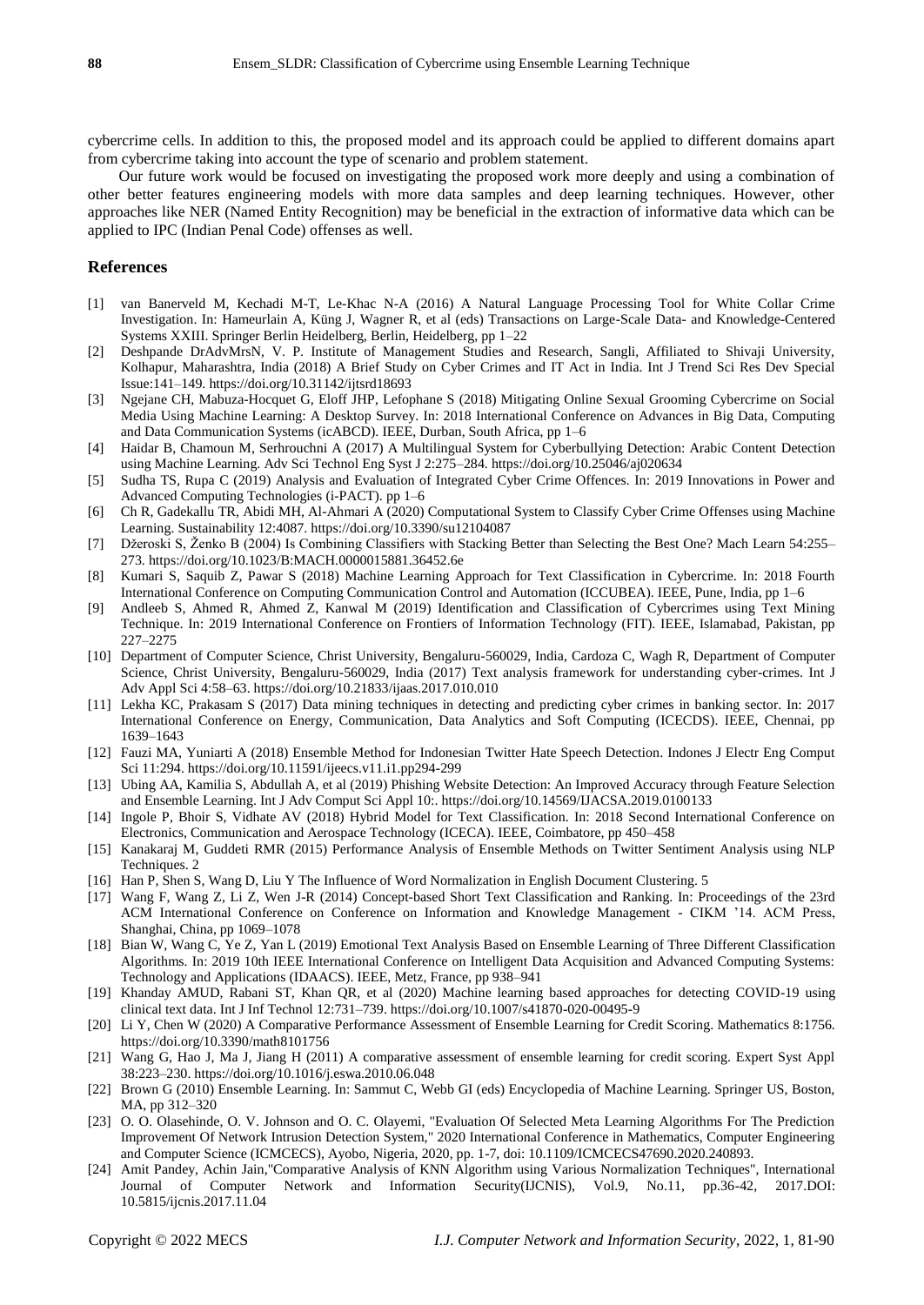cybercrime cells. In addition to this, the proposed model and its approach could be applied to different domains apart from cybercrime taking into account the type of scenario and problem statement.

Our future work would be focused on investigating the proposed work more deeply and using a combination of other better features engineering models with more data samples and deep learning techniques. However, other approaches like NER (Named Entity Recognition) may be beneficial in the extraction of informative data which can be applied to IPC (Indian Penal Code) offenses as well.

## References

[1] van Banerveld M, Kechadi M-T, Le-Khac N-A (2016) A Natural Language Processing Tool for White Collar Crime Investigation. In: Hameurlain A, Küng J, Wagner R, et al (eds) Transactions on Large-Scale Data- and Knowledge-Centered Systems XXIII. Springer Berlin Heidelberg, Berlin, Heidelberg, pp 1–22

[2] Deshpande DrAdvMrsN, V. P. Institute of Management Studies and Research, Sangli, Affiliated to Shivaji University, Kolhapur, Maharashtra, India (2018) A Brief Study on Cyber Crimes and IT Act in India. Int J Trend Sci Res Dev Special Issue:141–149. https://doi.org/10.31142/ijtsrd18693

[3] Ngejane CH, Mabuza-Hocquet G, Eloff JHP, Lefophane S (2018) Mitigating Online Sexual Grooming Cybercrime on Social Media Using Machine Learning: A Desktop Survey. In: 2018 International Conference on Advances in Big Data, Computing and Data Communication Systems (icABCD). IEEE, Durban, South Africa, pp 1–6

[4] Haidar B, Chamoun M, Serhrouchni A (2017) A Multilingual System for Cyberbullying Detection: Arabic Content Detection using Machine Learning. Adv Sci Technol Eng Syst J 2:275–284. https://doi.org/10.25046/aj020634

[5] Sudha TS, Rupa C (2019) Analysis and Evaluation of Integrated Cyber Crime Offences. In: 2019 Innovations in Power and Advanced Computing Technologies (i-PACT). pp 1–6

[6] Ch R, Gadekallu TR, Abidi MH, Al-Ahmari A (2020) Computational System to Classify Cyber Crime Offenses using Machine Learning. Sustainability 12:4087. https://doi.org/10.3390/su12104087

[7] Džeroski S, Ženko B (2004) Is Combining Classifiers with Stacking Better than Selecting the Best One? Mach Learn 54:255–273. https://doi.org/10.1023/B:MACH.0000015881.36452.6e

[8] Kumari S, Saquib Z, Pawar S (2018) Machine Learning Approach for Text Classification in Cybercrime. In: 2018 Fourth International Conference on Computing Communication Control and Automation (ICCUBEA). IEEE, Pune, India, pp 1–6

[9] Andleeb S, Ahmed R, Ahmed Z, Kanwal M (2019) Identification and Classification of Cybercrimes using Text Mining Technique. In: 2019 International Conference on Frontiers of Information Technology (FIT). IEEE, Islamabad, Pakistan, pp 227–2275

[10] Department of Computer Science, Christ University, Bengaluru-560029, India, Cardoza C, Wagh R, Department of Computer Science, Christ University, Bengaluru-560029, India (2017) Text analysis framework for understanding cyber-crimes. Int J Adv Appl Sci 4:58–63. https://doi.org/10.21833/ijaas.2017.010.010

[11] Lekha KC, Prakasam S (2017) Data mining techniques in detecting and predicting cyber crimes in banking sector. In: 2017 International Conference on Energy, Communication, Data Analytics and Soft Computing (ICECDS). IEEE, Chennai, pp 1639–1643

[12] Fauzi MA, Yuniarti A (2018) Ensemble Method for Indonesian Twitter Hate Speech Detection. Indones J Electr Eng Comput Sci 11:294. https://doi.org/10.11591/ijeecs.v11.i1.pp294-299

[13] Ubing AA, Kamilia S, Abdullah A, et al (2019) Phishing Website Detection: An Improved Accuracy through Feature Selection and Ensemble Learning. Int J Adv Comput Sci Appl 10:. https://doi.org/10.14569/IJACSA.2019.0100133

[14] Ingole P, Bhoir S, Vidhate AV (2018) Hybrid Model for Text Classification. In: 2018 Second International Conference on Electronics, Communication and Aerospace Technology (ICECA). IEEE, Coimbatore, pp 450–458

[15] Kanakaraj M, Guddeti RMR (2015) Performance Analysis of Ensemble Methods on Twitter Sentiment Analysis using NLP Techniques. 2

[16] Han P, Shen S, Wang D, Liu Y The Influence of Word Normalization in English Document Clustering. 5

[17] Wang F, Wang Z, Li Z, Wen J-R (2014) Concept-based Short Text Classification and Ranking. In: Proceedings of the 23rd ACM International Conference on Conference on Information and Knowledge Management - CIKM '14. ACM Press, Shanghai, China, pp 1069–1078

[18] Bian W, Wang C, Ye Z, Yan L (2019) Emotional Text Analysis Based on Ensemble Learning of Three Different Classification Algorithms. In: 2019 10th IEEE International Conference on Intelligent Data Acquisition and Advanced Computing Systems: Technology and Applications (IDAACS). IEEE, Metz, France, pp 938–941

[19] Khanday AMUD, Rabani ST, Khan QR, et al (2020) Machine learning based approaches for detecting COVID-19 using clinical text data. Int J Inf Technol 12:731–739. https://doi.org/10.1007/s41870-020-00495-9

[20] Li Y, Chen W (2020) A Comparative Performance Assessment of Ensemble Learning for Credit Scoring. Mathematics 8:1756. https://doi.org/10.3390/math8101756

[21] Wang G, Hao J, Ma J, Jiang H (2011) A comparative assessment of ensemble learning for credit scoring. Expert Syst Appl 38:223–230. https://doi.org/10.1016/j.eswa.2010.06.048

[22] Brown G (2010) Ensemble Learning. In: Sammut C, Webb GI (eds) Encyclopedia of Machine Learning. Springer US, Boston, MA, pp 312–320

[23] O. O. Olasehinde, O. V. Johnson and O. C. Olayemi, "Evaluation Of Selected Meta Learning Algorithms For The Prediction Improvement Of Network Intrusion Detection System," 2020 International Conference in Mathematics, Computer Engineering and Computer Science (ICMCECS), Ayobo, Nigeria, 2020, pp. 1-7, doi: 10.1109/ICMCECS47690.2020.240893.

[24] Amit Pandey, Achin Jain,"Comparative Analysis of KNN Algorithm using Various Normalization Techniques", International Journal of Computer Network and Information Security(IJCNIS), Vol.9, No.11, pp.36-42, 2017.DOI: 10.5815/ijcnis.2017.11.04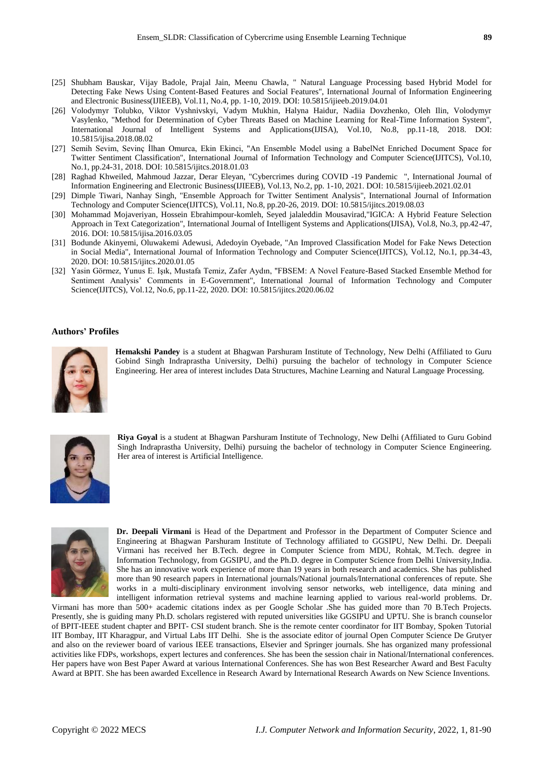[25] Shubham Bauskar, Vijay Badole, Prajal Jain, Meenu Chawla, " Natural Language Processing based Hybrid Model for Detecting Fake News Using Content-Based Features and Social Features", International Journal of Information Engineering and Electronic Business(IJIEEB), Vol.11, No.4, pp. 1-10, 2019. DOI: 10.5815/ijieeb.2019.04.01

[26] Volodymyr Tolubko, Viktor Vyshnivskyi, Vadym Mukhin, Halyna Haidur, Nadiia Dovzhenko, Oleh Ilin, Volodymyr Vasylenko, "Method for Determination of Cyber Threats Based on Machine Learning for Real-Time Information System", International Journal of Intelligent Systems and Applications(IJISA), Vol.10, No.8, pp.11-18, 2018. DOI: 10.5815/ijisa.2018.08.02

[27] Semih Sevim, Sevinç İlhan Omurca, Ekin Ekinci, "An Ensemble Model using a BabelNet Enriched Document Space for Twitter Sentiment Classification", International Journal of Information Technology and Computer Science(IJITCS), Vol.10, No.1, pp.24-31, 2018. DOI: 10.5815/ijitcs.2018.01.03

[28] Raghad Khweiled, Mahmoud Jazzar, Derar Eleyan, "Cybercrimes during COVID -19 Pandemic ", International Journal of Information Engineering and Electronic Business(IJIEEB), Vol.13, No.2, pp. 1-10, 2021. DOI: 10.5815/ijieeb.2021.02.01

[29] Dimple Tiwari, Nanhay Singh, "Ensemble Approach for Twitter Sentiment Analysis", International Journal of Information Technology and Computer Science(IJITCS), Vol.11, No.8, pp.20-26, 2019. DOI: 10.5815/ijitcs.2019.08.03

[30] Mohammad Mojaveriyan, Hossein Ebrahimpour-komleh, Seyed jalaleddin Mousavirad,"IGICA: A Hybrid Feature Selection Approach in Text Categorization", International Journal of Intelligent Systems and Applications(IJISA), Vol.8, No.3, pp.42-47, 2016. DOI: 10.5815/ijisa.2016.03.05

[31] Bodunde Akinyemi, Oluwakemi Adewusi, Adedoyin Oyebade, "An Improved Classification Model for Fake News Detection in Social Media", International Journal of Information Technology and Computer Science(IJITCS), Vol.12, No.1, pp.34-43, 2020. DOI: 10.5815/ijitcs.2020.01.05

[32] Yasin Görmez, Yunus E. Işık, Mustafa Temiz, Zafer Aydın, "FBSEM: A Novel Feature-Based Stacked Ensemble Method for Sentiment Analysis' Comments in E-Government", International Journal of Information Technology and Computer Science(IJITCS), Vol.12, No.6, pp.11-22, 2020. DOI: 10.5815/ijitcs.2020.06.02

### Authors' Profiles

**Hemakshi Pandey** is a student at Bhagwan Parshuram Institute of Technology, New Delhi (Affiliated to Guru Gobind Singh Indraprastha University, Delhi) pursuing the bachelor of technology in Computer Science Engineering. Her area of interest includes Data Structures, Machine Learning and Natural Language Processing.

**Riya Goyal** is a student at Bhagwan Parshuram Institute of Technology, New Delhi (Affiliated to Guru Gobind Singh Indraprastha University, Delhi) pursuing the bachelor of technology in Computer Science Engineering. Her area of interest is Artificial Intelligence.

**Dr. Deepali Virmani** is Head of the Department and Professor in the Department of Computer Science and Engineering at Bhagwan Parshuram Institute of Technology affiliated to GGSIPU, New Delhi. Dr. Deepali Virmani has received her B.Tech. degree in Computer Science from MDU, Rohtak, M.Tech. degree in Information Technology, from GGSIPU, and the Ph.D. degree in Computer Science from Delhi University,India. She has an innovative work experience of more than 19 years in both research and academics. She has published more than 90 research papers in International journals/National journals/International conferences of repute. She works in a multi-disciplinary environment involving sensor networks, web intelligence, data mining and intelligent information retrieval systems and machine learning applied to various real-world problems. Dr. Virmani has more than 500+ academic citations index as per Google Scholar .She has guided more than 70 B.Tech Projects. Presently, she is guiding many Ph.D. scholars registered with reputed universities like GGSIPU and UPTU. She is branch counselor of BPIT-IEEE student chapter and BPIT- CSI student branch. She is the remote center coordinator for IIT Bombay, Spoken Tutorial IIT Bombay, IIT Kharagpur, and Virtual Labs IIT Delhi. She is the associate editor of journal Open Computer Science De Grutyer and also on the reviewer board of various IEEE transactions, Elsevier and Springer journals. She has organized many professional activities like FDPs, workshops, expert lectures and conferences. She has been the session chair in National/International conferences. Her papers have won Best Paper Award at various International Conferences. She has won Best Researcher Award and Best Faculty Award at BPIT. She has been awarded Excellence in Research Award by International Research Awards on New Science Inventions.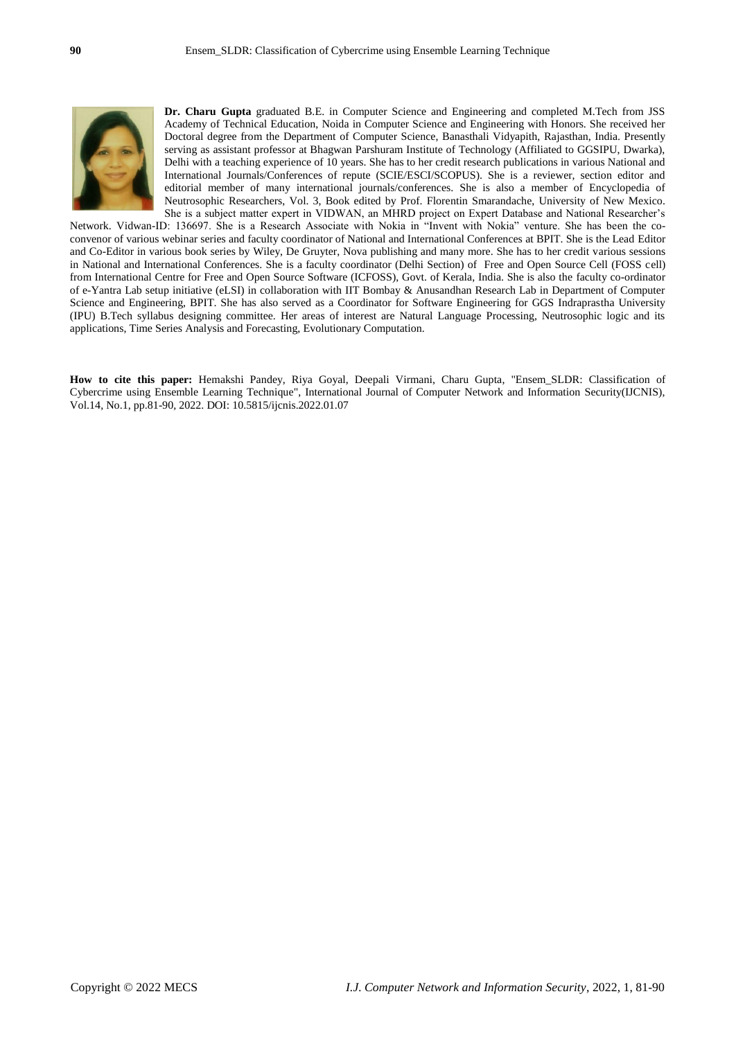**Dr. Charu Gupta** graduated B.E. in Computer Science and Engineering and completed M.Tech from JSS Academy of Technical Education, Noida in Computer Science and Engineering with Honors. She received her Doctoral degree from the Department of Computer Science, Banasthali Vidyapith, Rajasthan, India. Presently serving as assistant professor at Bhagwan Parshuram Institute of Technology (Affiliated to GGSIPU, Dwarka), Delhi with a teaching experience of 10 years. She has to her credit research publications in various National and International Journals/Conferences of repute (SCIE/ESCI/SCOPUS). She is a reviewer, section editor and editorial member of many international journals/conferences. She is also a member of Encyclopedia of Neutrosophic Researchers, Vol. 3, Book edited by Prof. Florentin Smarandache, University of New Mexico. She is a subject matter expert in VIDWAN, an MHRD project on Expert Database and National Researcher's Network. Vidwan-ID: 136697. She is a Research Associate with Nokia in "Invent with Nokia" venture. She has been the co-convenor of various webinar series and faculty coordinator of National and International Conferences at BPIT. She is the Lead Editor and Co-Editor in various book series by Wiley, De Gruyter, Nova publishing and many more. She has to her credit various sessions in National and International Conferences. She is a faculty coordinator (Delhi Section) of Free and Open Source Cell (FOSS cell) from International Centre for Free and Open Source Software (ICFOSS), Govt. of Kerala, India. She is also the faculty co-ordinator of e-Yantra Lab setup initiative (eLSI) in collaboration with IIT Bombay & Anusandhan Research Lab in Department of Computer Science and Engineering, BPIT. She has also served as a Coordinator for Software Engineering for GGS Indraprastha University (IPU) B.Tech syllabus designing committee. Her areas of interest are Natural Language Processing, Neutrosophic logic and its applications, Time Series Analysis and Forecasting, Evolutionary Computation.

**How to cite this paper:** Hemakshi Pandey, Riya Goyal, Deepali Virmani, Charu Gupta, "Ensem_SLDR: Classification of Cybercrime using Ensemble Learning Technique", International Journal of Computer Network and Information Security(IJCNIS), Vol.14, No.1, pp.81-90, 2022. DOI: 10.5815/ijcnis.2022.01.07